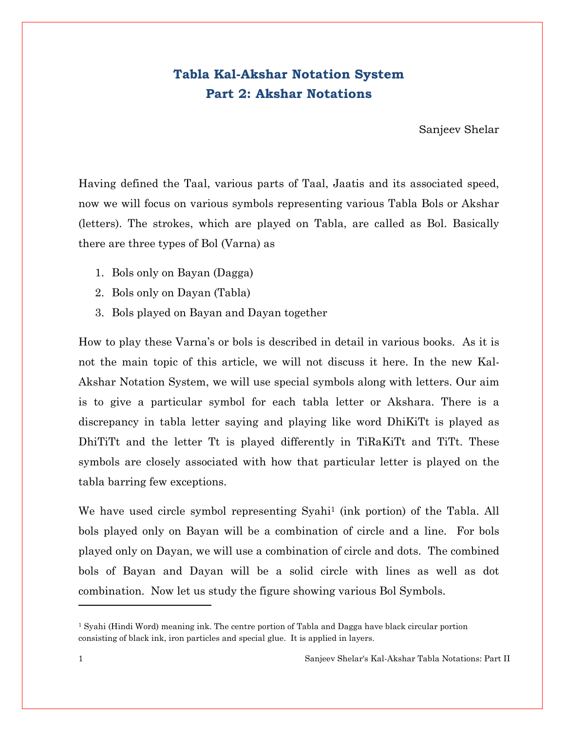# Tabla Kal-Akshar Notation System
## Part 2: Akshar Notations

Sanjeev Shelar

Having defined the Taal, various parts of Taal, Jaatis and its associated speed, now we will focus on various symbols representing various Tabla Bols or Akshar (letters). The strokes, which are played on Tabla, are called as Bol. Basically there are three types of Bol (Varna) as

1. Bols only on Bayan (Dagga)
2. Bols only on Dayan (Tabla)
3. Bols played on Bayan and Dayan together

How to play these Varna's or bols is described in detail in various books. As it is not the main topic of this article, we will not discuss it here. In the new Kal-Akshar Notation System, we will use special symbols along with letters. Our aim is to give a particular symbol for each tabla letter or Akshara. There is a discrepancy in tabla letter saying and playing like word DhiKiTt is played as DhiTiTt and the letter Tt is played differently in TiRaKiTt and TiTt. These symbols are closely associated with how that particular letter is played on the tabla barring few exceptions.

We have used circle symbol representing Syahi[1] (ink portion) of the Tabla. All bols played only on Bayan will be a combination of circle and a line. For bols played only on Dayan, we will use a combination of circle and dots. The combined bols of Bayan and Dayan will be a solid circle with lines as well as dot combination. Now let us study the figure showing various Bol Symbols.

---

[1] Syahi (Hindi Word) meaning ink. The centre portion of Tabla and Dagga have black circular portion consisting of black ink, iron particles and special glue. It is applied in layers.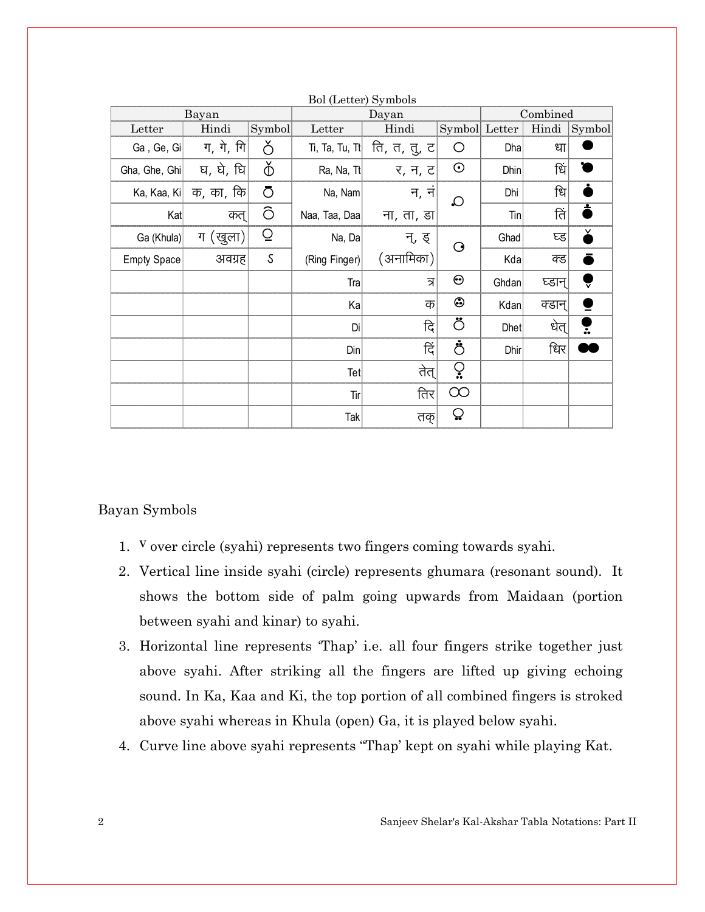Bol (Letter) Symbols

| Bayan | | | Dayan | | | Combined | | |
|---|---|---|---|---|---|---|---|---|
| Letter | Hindi | Symbol | Letter | Hindi | Symbol | Letter | Hindi | Symbol |
| Ga , Ge, Gi | ग, गे, गि | ǒ | Ti, Ta, Tu, Tt | ति, त, तु, ट | ○ | Dha | धा | ● |
| Gha, Ghe, Ghi | घ, घे, घि | ⏀̌ | Ra, Na, Tt | र, न, ट | ⊙ | Dhin | धिं | ● |
| Ka, Kaa, Ki | क, का, कि | ō | Na, Nam | न, नं | ⍜ | Dhi | धि | ● |
| Kat | कत् | ô | Naa, Taa, Daa | ना, ता, डा | | Tin | तिं | ● |
| Ga (Khula) | ग (खुला) | ⍜ | Na, Da | न्, ड् | ◔ | Ghad | घ्ड | ● |
| Empty Space | अवग्रह | ऽ | (Ring Finger) | (अनामिका) | | Kda | क्ड | ● |
| | | | Tra | त्र | ⊝ | Ghdan | घ्डान् | ● |
| | | | Ka | क | ⊕ | Kdan | क्डान् | ● |
| | | | Di | दि | ö | Dhet | धेत् | ● |
| | | | Din | दिं | ö | Dhir | धिर | ●● |
| | | | Tet | तेत् | ⍜ | | | |
| | | | Tir | तिर | ○○ | | | |
| | | | Tak | तक् | ⍜ | | | |

Bayan Symbols

1. v over circle (syahi) represents two fingers coming towards syahi.
2. Vertical line inside syahi (circle) represents ghumara (resonant sound). It shows the bottom side of palm going upwards from Maidaan (portion between syahi and kinar) to syahi.
3. Horizontal line represents 'Thap' i.e. all four fingers strike together just above syahi. After striking all the fingers are lifted up giving echoing sound. In Ka, Kaa and Ki, the top portion of all combined fingers is stroked above syahi whereas in Khula (open) Ga, it is played below syahi.
4. Curve line above syahi represents "Thap' kept on syahi while playing Kat.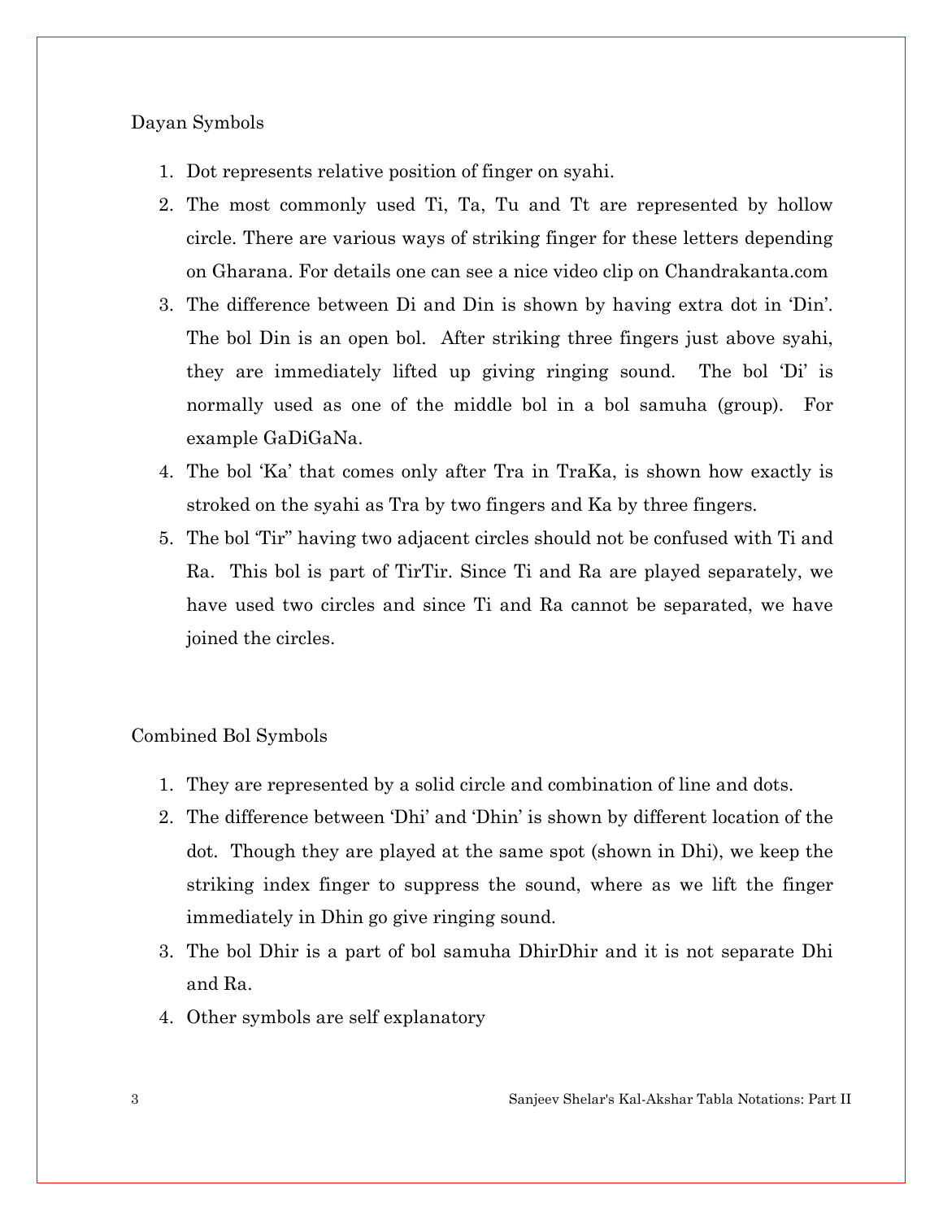Dayan Symbols

1. Dot represents relative position of finger on syahi.
2. The most commonly used Ti, Ta, Tu and Tt are represented by hollow circle. There are various ways of striking finger for these letters depending on Gharana. For details one can see a nice video clip on Chandrakanta.com
3. The difference between Di and Din is shown by having extra dot in 'Din'. The bol Din is an open bol. After striking three fingers just above syahi, they are immediately lifted up giving ringing sound. The bol 'Di' is normally used as one of the middle bol in a bol samuha (group). For example GaDiGaNa.
4. The bol 'Ka' that comes only after Tra in TraKa, is shown how exactly is stroked on the syahi as Tra by two fingers and Ka by three fingers.
5. The bol 'Tir" having two adjacent circles should not be confused with Ti and Ra. This bol is part of TirTir. Since Ti and Ra are played separately, we have used two circles and since Ti and Ra cannot be separated, we have joined the circles.

Combined Bol Symbols

1. They are represented by a solid circle and combination of line and dots.
2. The difference between 'Dhi' and 'Dhin' is shown by different location of the dot. Though they are played at the same spot (shown in Dhi), we keep the striking index finger to suppress the sound, where as we lift the finger immediately in Dhin go give ringing sound.
3. The bol Dhir is a part of bol samuha DhirDhir and it is not separate Dhi and Ra.
4. Other symbols are self explanatory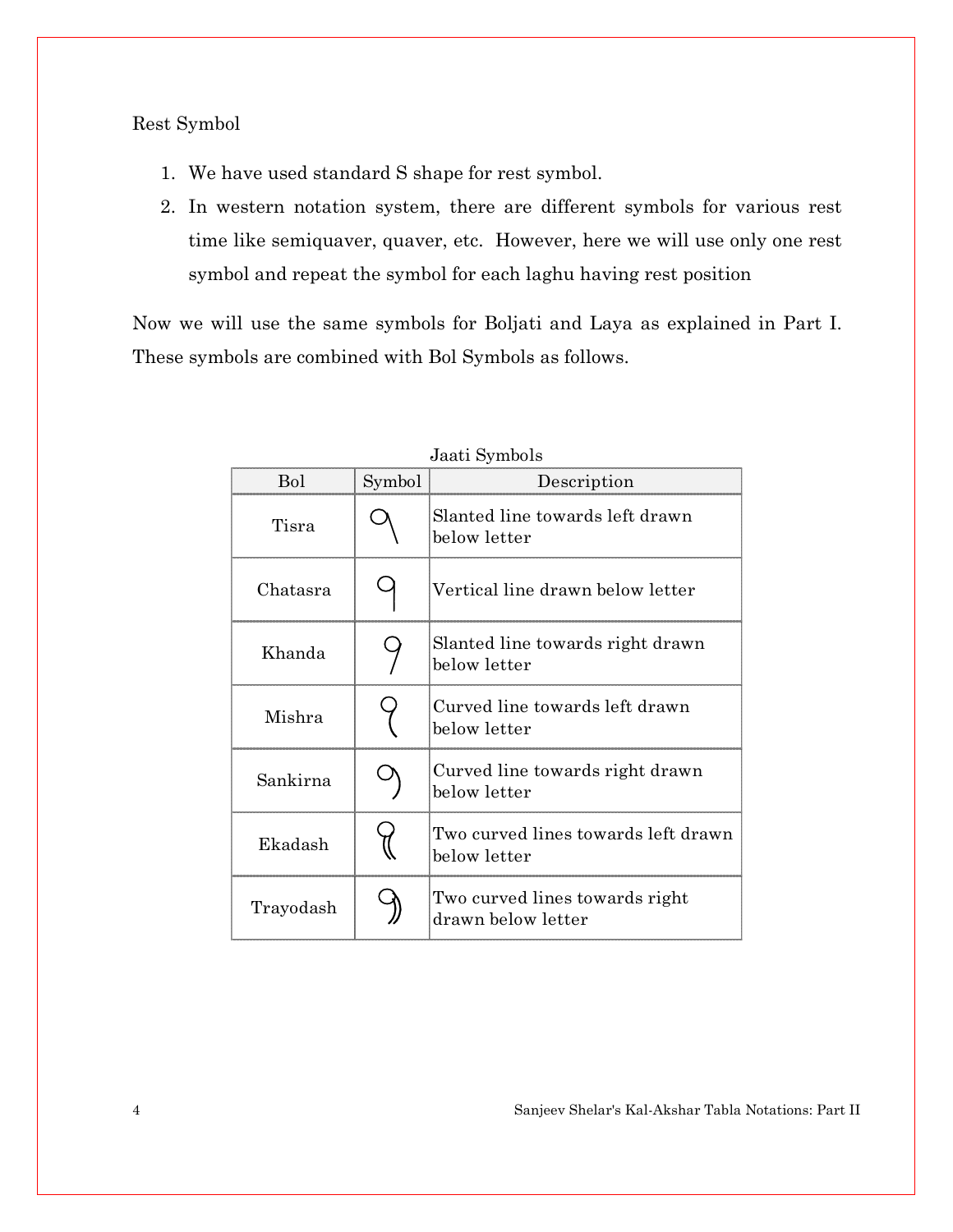Rest Symbol

1. We have used standard S shape for rest symbol.
2. In western notation system, there are different symbols for various rest time like semiquaver, quaver, etc. However, here we will use only one rest symbol and repeat the symbol for each laghu having rest position

Now we will use the same symbols for Boljati and Laya as explained in Part I. These symbols are combined with Bol Symbols as follows.

Jaati Symbols

| Bol | Symbol | Description |
|---|---|---|
| Tisra | | Slanted line towards left drawn below letter |
| Chatasra | | Vertical line drawn below letter |
| Khanda | | Slanted line towards right drawn below letter |
| Mishra | | Curved line towards left drawn below letter |
| Sankirna | | Curved line towards right drawn below letter |
| Ekadash | | Two curved lines towards left drawn below letter |
| Trayodash | | Two curved lines towards right drawn below letter |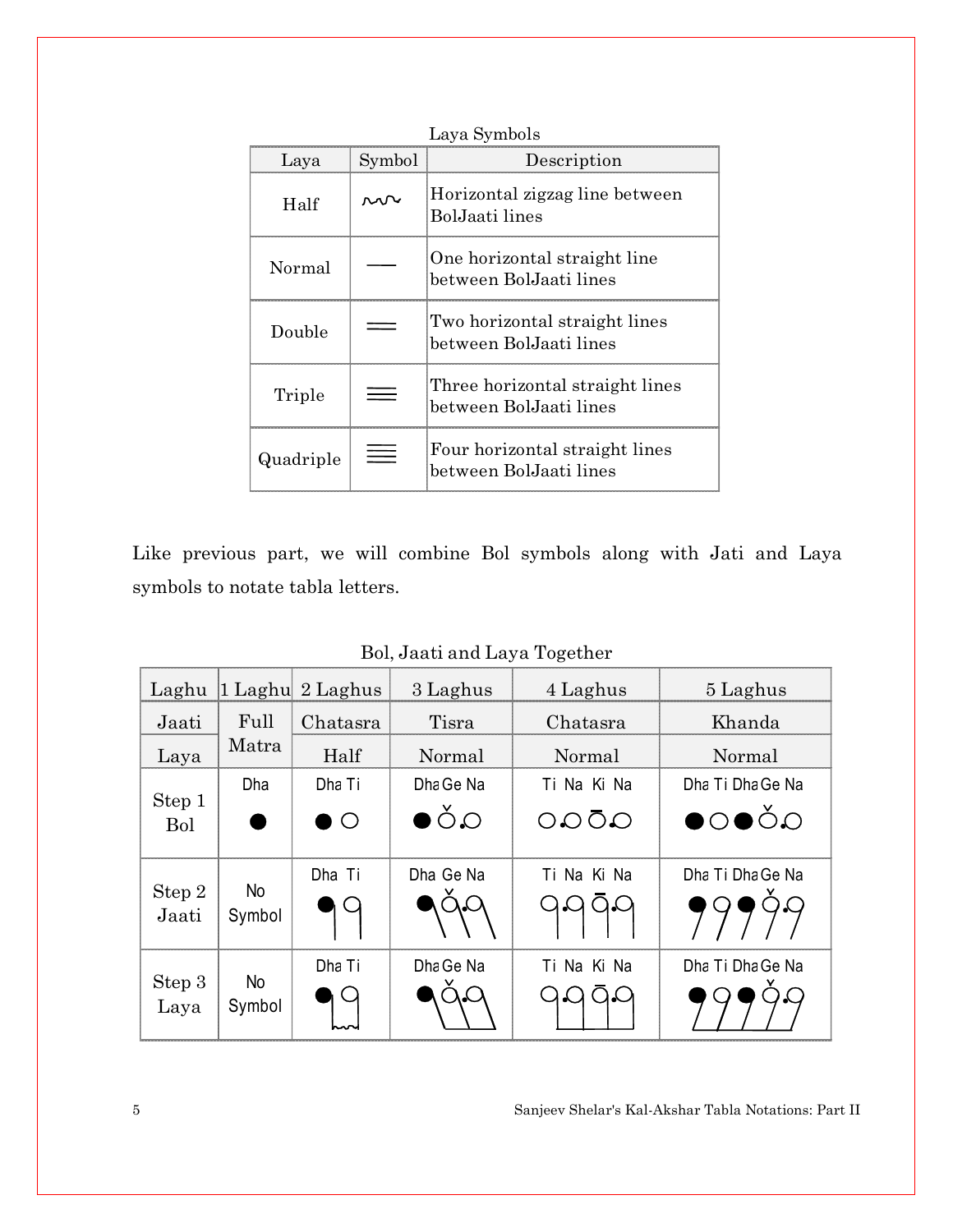Laya Symbols

| Laya | Symbol | Description |
|---|---|---|
| Half | 〰 | Horizontal zigzag line between BolJaati lines |
| Normal | — | One horizontal straight line between BolJaati lines |
| Double | ═ | Two horizontal straight lines between BolJaati lines |
| Triple | ≡ | Three horizontal straight lines between BolJaati lines |
| Quadriple | ≣ | Four horizontal straight lines between BolJaati lines |

Like previous part, we will combine Bol symbols along with Jati and Laya symbols to notate tabla letters.

Bol, Jaati and Laya Together

| Laghu | 1 Laghu | 2 Laghus | 3 Laghus | 4 Laghus | 5 Laghus |
|---|---|---|---|---|---|
| Jaati | Full Matra | Chatasra | Tisra | Chatasra | Khanda |
| Laya | | Half | Normal | Normal | Normal |
| Step 1 Bol | Dha ● | Dha Ti ● ○ | Dha Ge Na ● ǒ .○ | Ti Na Ki Na ○ .○ ō .○ | Dha Ti Dha Ge Na ● ○ ● ǒ .○ |
| Step 2 Jaati | No Symbol | Dha Ti | Dha Ge Na | Ti Na Ki Na | Dha Ti Dha Ge Na |
| Step 3 Laya | No Symbol | Dha Ti | Dha Ge Na | Ti Na Ki Na | Dha Ti Dha Ge Na |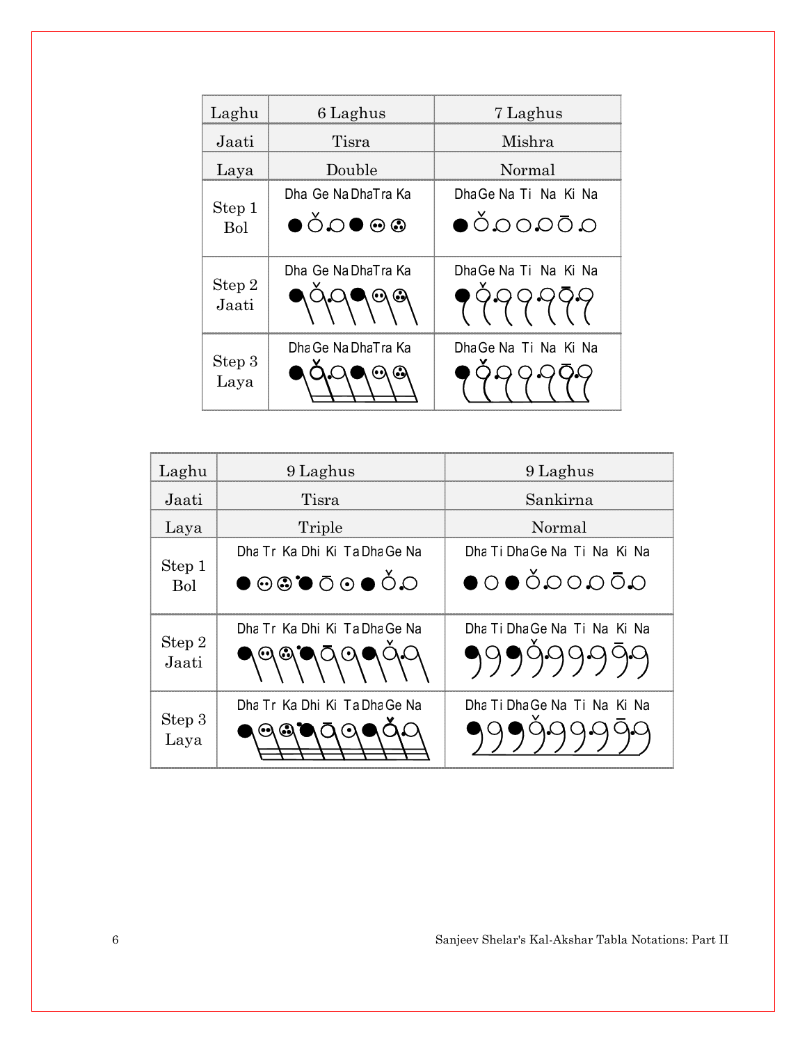| Laghu | 6 Laghus | 7 Laghus |
|---|---|---|
| Jaati | Tisra | Mishra |
| Laya | Double | Normal |
| Step 1 Bol | Dha Ge Na Dha Tra Ka | Dha Ge Na Ti Na Ki Na |
| Step 2 Jaati | Dha Ge Na Dha Tra Ka | Dha Ge Na Ti Na Ki Na |
| Step 3 Laya | Dha Ge Na Dha Tra Ka | Dha Ge Na Ti Na Ki Na |

| Laghu | 9 Laghus | 9 Laghus |
|---|---|---|
| Jaati | Tisra | Sankirna |
| Laya | Triple | Normal |
| Step 1 Bol | Dha Tr Ka Dhi Ki Ta Dha Ge Na | Dha Ti Dha Ge Na Ti Na Ki Na |
| Step 2 Jaati | Dha Tr Ka Dhi Ki Ta Dha Ge Na | Dha Ti Dha Ge Na Ti Na Ki Na |
| Step 3 Laya | Dha Tr Ka Dhi Ki Ta Dha Ge Na | Dha Ti Dha Ge Na Ti Na Ki Na |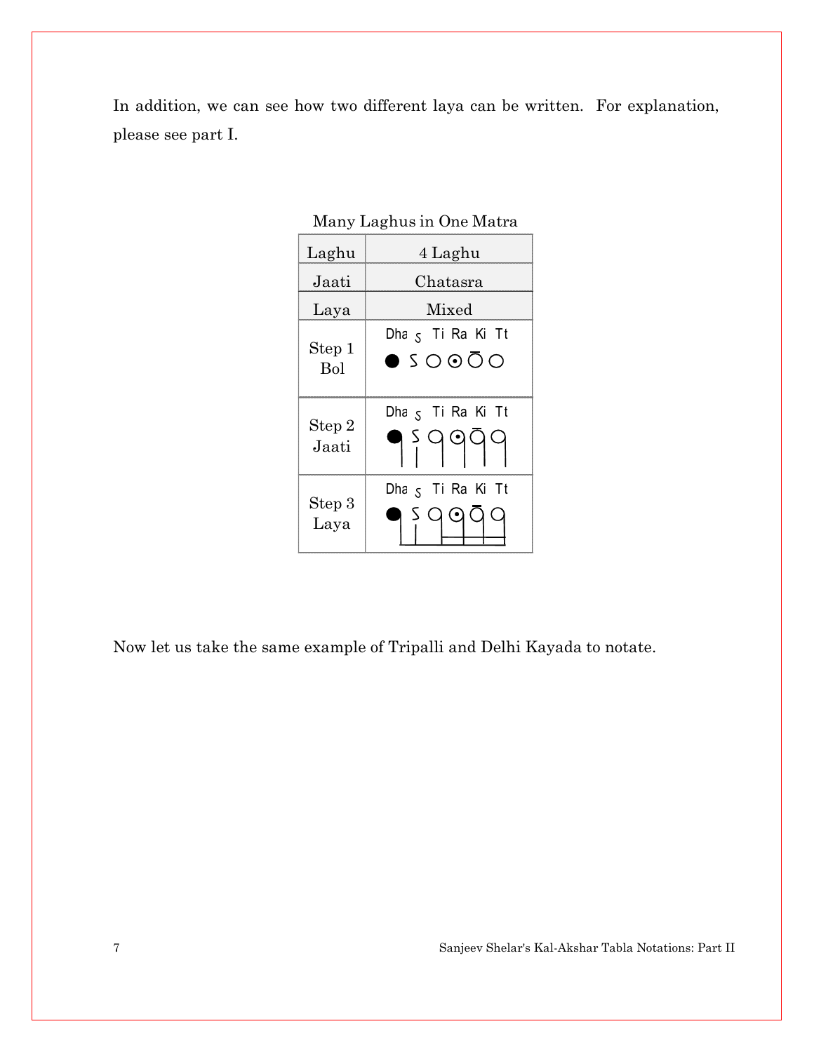In addition, we can see how two different laya can be written. For explanation, please see part I.

Many Laghus in One Matra

| Laghu | 4 Laghu |
|---|---|
| Jaati | Chatasra |
| Laya | Mixed |
| Step 1<br>Bol | Dha S Ti Ra Ki Tt |
| Step 2<br>Jaati | Dha S Ti Ra Ki Tt |
| Step 3<br>Laya | Dha S Ti Ra Ki Tt |

Now let us take the same example of Tripalli and Delhi Kayada to notate.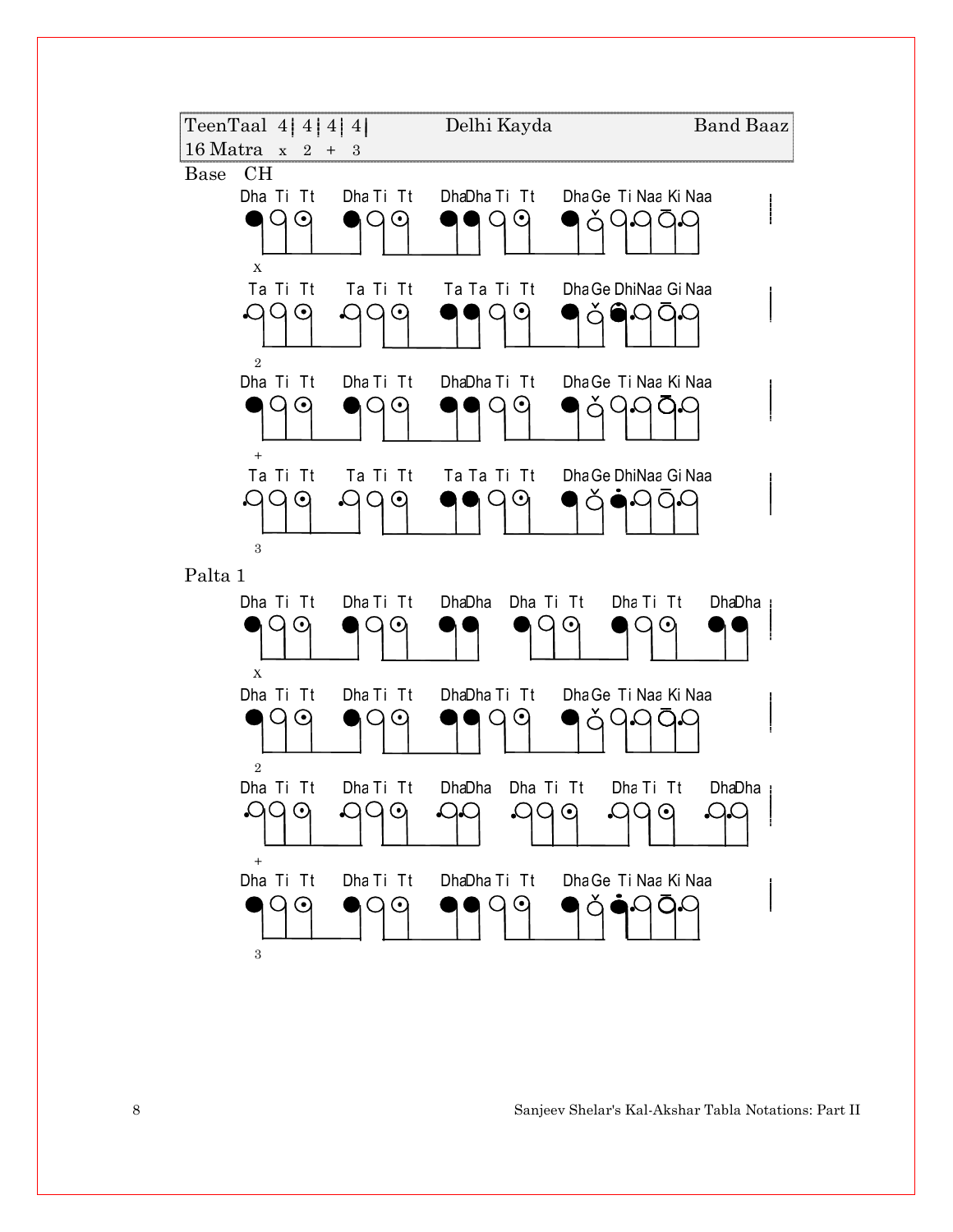| TeenTaal 4¦4¦4¦4\| | Delhi Kayda | Band Baaz |
| --- | --- | --- |
| 16 Matra x 2 + 3 | | |

Base CH

Dha Ti Tt Dha Ti Tt DhaDha Ti Tt Dha Ge Ti Naa Ki Naa

x

Ta Ti Tt Ta Ti Tt Ta Ta Ti Tt Dha Ge DhiNaa Gi Naa

2

Dha Ti Tt Dha Ti Tt DhaDha Ti Tt Dha Ge Ti Naa Ki Naa

+

Ta Ti Tt Ta Ti Tt Ta Ta Ti Tt Dha Ge DhiNaa Gi Naa

3

Palta 1

Dha Ti Tt Dha Ti Tt DhaDha Dha Ti Tt Dha Ti Tt DhaDha

x

Dha Ti Tt Dha Ti Tt DhaDha Ti Tt Dha Ge Ti Naa Ki Naa

2

Dha Ti Tt Dha Ti Tt DhaDha Dha Ti Tt Dha Ti Tt DhaDha

+

Dha Ti Tt Dha Ti Tt DhaDha Ti Tt Dha Ge Ti Naa Ki Naa

3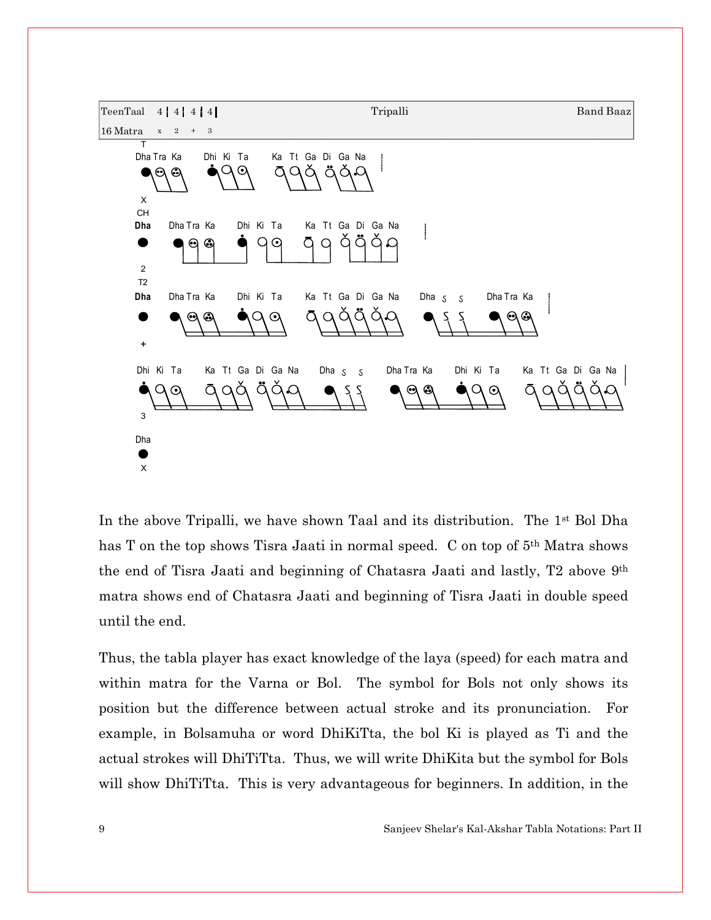| TeenTaal 4 ┆ 4 ┆ 4 ┆ 4 | Tripalli | Band Baaz |
|---|---|---|
| 16 Matra x 2 + 3 | | |

T
Dha Tra Ka   Dhi Ki Ta   Ka Tt Ga Di Ga Na

X
CH
Dha   Dha Tra Ka   Dhi Ki Ta   Ka Tt Ga Di Ga Na

2
T2
Dha   Dha Tra Ka   Dhi Ki Ta   Ka Tt Ga Di Ga Na   Dha S S   Dha Tra Ka

+
Dhi Ki Ta   Ka Tt Ga Di Ga Na   Dha S S   Dha Tra Ka   Dhi Ki Ta   Ka Tt Ga Di Ga Na

3
Dha

X

In the above Tripalli, we have shown Taal and its distribution. The 1st Bol Dha has T on the top shows Tisra Jaati in normal speed. C on top of 5th Matra shows the end of Tisra Jaati and beginning of Chatasra Jaati and lastly, T2 above 9th matra shows end of Chatasra Jaati and beginning of Tisra Jaati in double speed until the end.

Thus, the tabla player has exact knowledge of the laya (speed) for each matra and within matra for the Varna or Bol. The symbol for Bols not only shows its position but the difference between actual stroke and its pronunciation. For example, in Bolsamuha or word DhiKiTta, the bol Ki is played as Ti and the actual strokes will DhiTiTta. Thus, we will write DhiKita but the symbol for Bols will show DhiTiTta. This is very advantageous for beginners. In addition, in the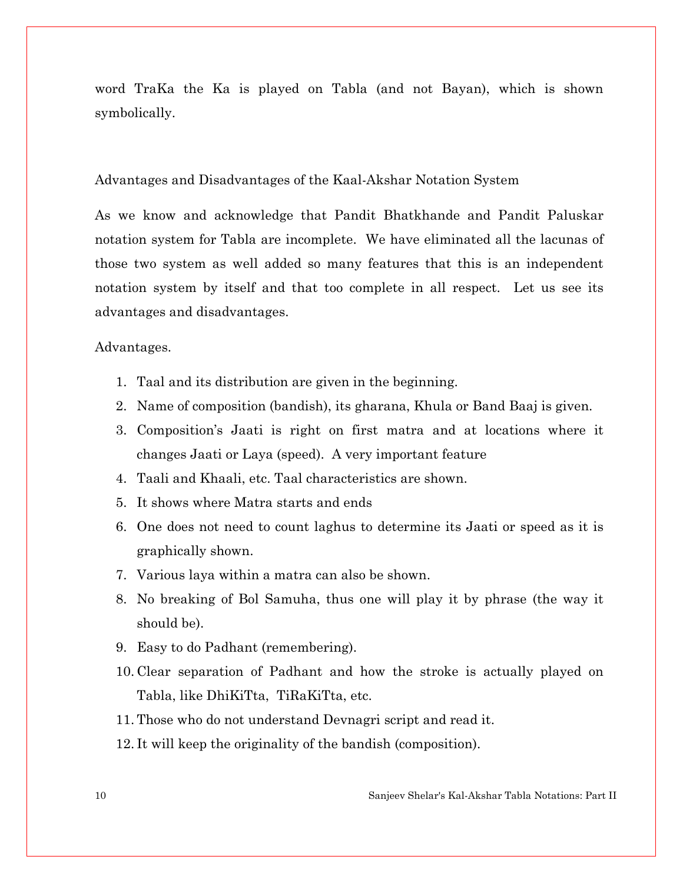word TraKa the Ka is played on Tabla (and not Bayan), which is shown symbolically.

## Advantages and Disadvantages of the Kaal-Akshar Notation System

As we know and acknowledge that Pandit Bhatkhande and Pandit Paluskar notation system for Tabla are incomplete. We have eliminated all the lacunas of those two system as well added so many features that this is an independent notation system by itself and that too complete in all respect. Let us see its advantages and disadvantages.

Advantages.

1. Taal and its distribution are given in the beginning.
2. Name of composition (bandish), its gharana, Khula or Band Baaj is given.
3. Composition's Jaati is right on first matra and at locations where it changes Jaati or Laya (speed). A very important feature
4. Taali and Khaali, etc. Taal characteristics are shown.
5. It shows where Matra starts and ends
6. One does not need to count laghus to determine its Jaati or speed as it is graphically shown.
7. Various laya within a matra can also be shown.
8. No breaking of Bol Samuha, thus one will play it by phrase (the way it should be).
9. Easy to do Padhant (remembering).
10. Clear separation of Padhant and how the stroke is actually played on Tabla, like DhiKiTta, TiRaKiTta, etc.
11. Those who do not understand Devnagri script and read it.
12. It will keep the originality of the bandish (composition).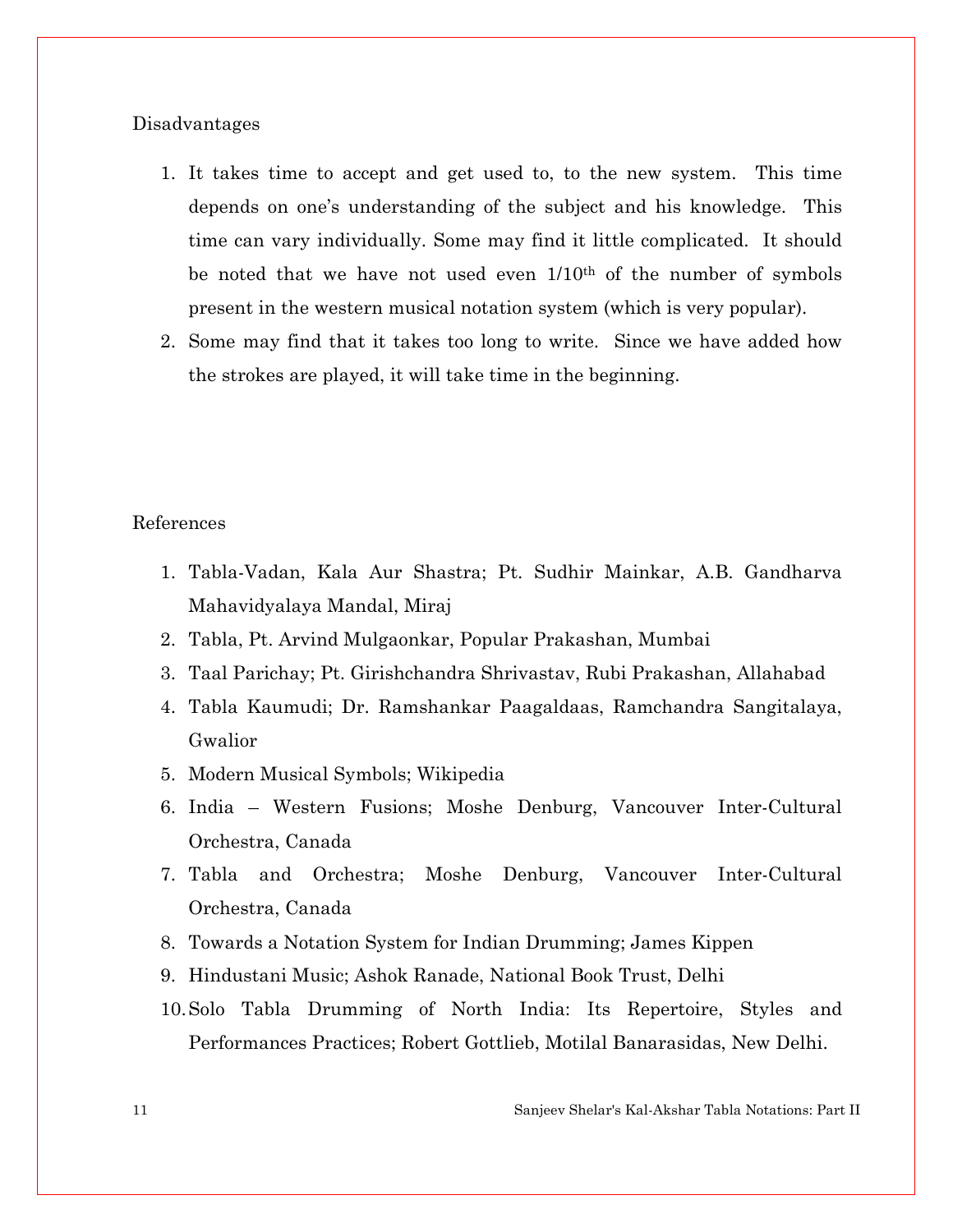Disadvantages

1. It takes time to accept and get used to, to the new system. This time depends on one's understanding of the subject and his knowledge. This time can vary individually. Some may find it little complicated. It should be noted that we have not used even 1/10th of the number of symbols present in the western musical notation system (which is very popular).
2. Some may find that it takes too long to write. Since we have added how the strokes are played, it will take time in the beginning.

References

1. Tabla-Vadan, Kala Aur Shastra; Pt. Sudhir Mainkar, A.B. Gandharva Mahavidyalaya Mandal, Miraj
2. Tabla, Pt. Arvind Mulgaonkar, Popular Prakashan, Mumbai
3. Taal Parichay; Pt. Girishchandra Shrivastav, Rubi Prakashan, Allahabad
4. Tabla Kaumudi; Dr. Ramshankar Paagaldaas, Ramchandra Sangitalaya, Gwalior
5. Modern Musical Symbols; Wikipedia
6. India – Western Fusions; Moshe Denburg, Vancouver Inter-Cultural Orchestra, Canada
7. Tabla and Orchestra; Moshe Denburg, Vancouver Inter-Cultural Orchestra, Canada
8. Towards a Notation System for Indian Drumming; James Kippen
9. Hindustani Music; Ashok Ranade, National Book Trust, Delhi
10. Solo Tabla Drumming of North India: Its Repertoire, Styles and Performances Practices; Robert Gottlieb, Motilal Banarasidas, New Delhi.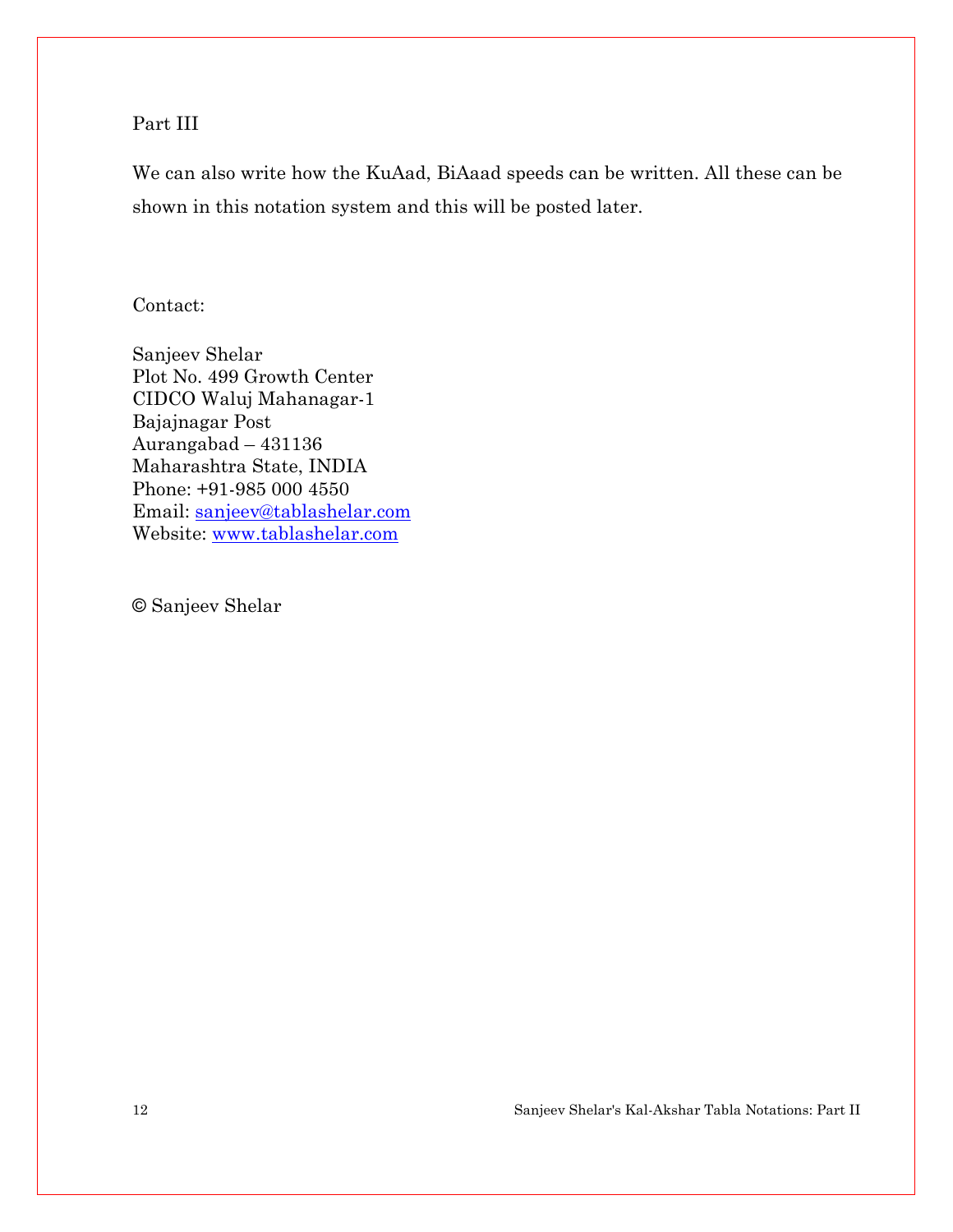Part III

We can also write how the KuAad, BiAaad speeds can be written. All these can be shown in this notation system and this will be posted later.

Contact:

Sanjeev Shelar
Plot No. 499 Growth Center
CIDCO Waluj Mahanagar-1
Bajajnagar Post
Aurangabad – 431136
Maharashtra State, INDIA
Phone: +91-985 000 4550
Email: sanjeev@tablashelar.com
Website: www.tablashelar.com

© Sanjeev Shelar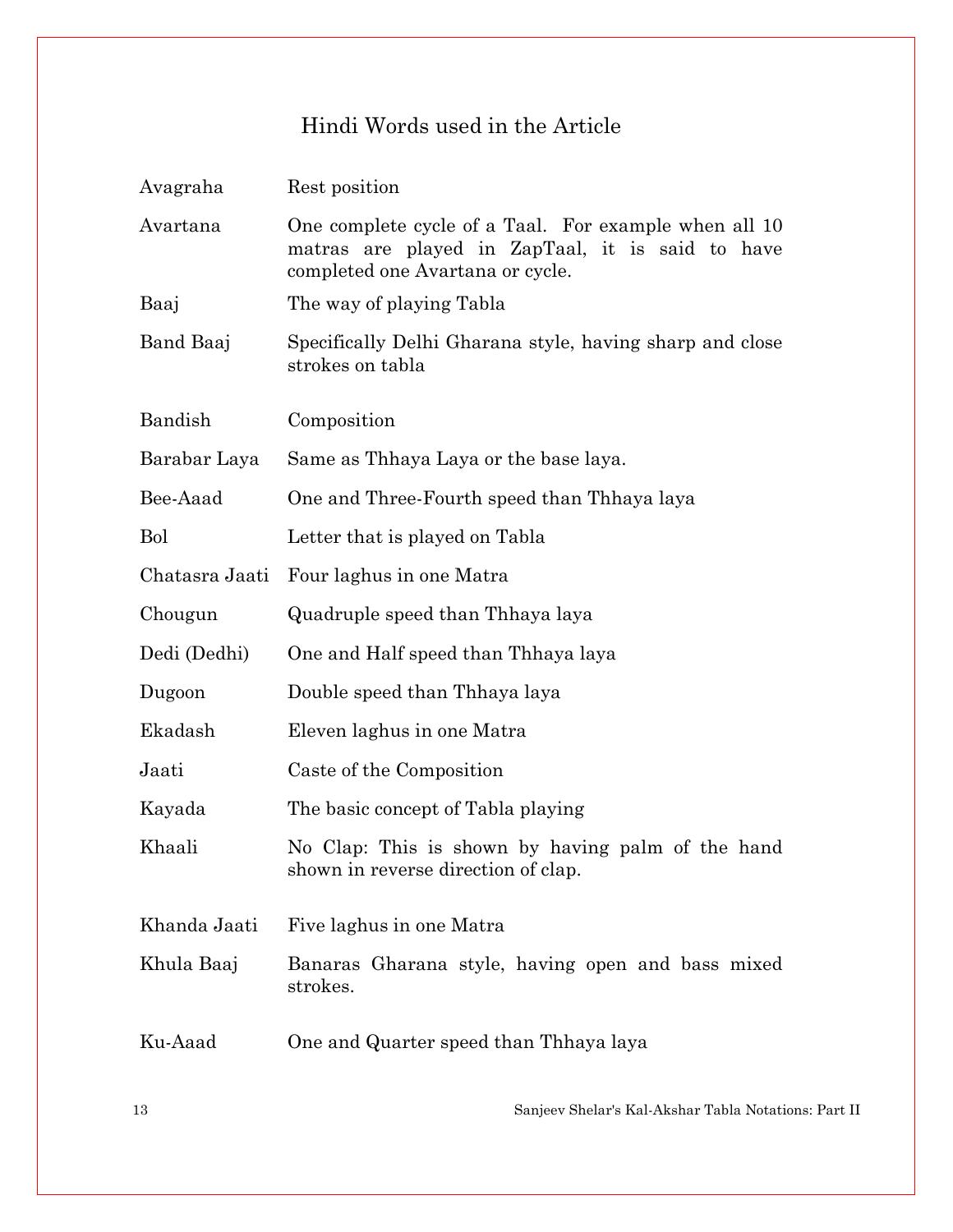## Hindi Words used in the Article

| | |
|---|---|
| Avagraha | Rest position |
| Avartana | One complete cycle of a Taal. For example when all 10 matras are played in ZapTaal, it is said to have completed one Avartana or cycle. |
| Baaj | The way of playing Tabla |
| Band Baaj | Specifically Delhi Gharana style, having sharp and close strokes on tabla |
| Bandish | Composition |
| Barabar Laya | Same as Thhaya Laya or the base laya. |
| Bee-Aaad | One and Three-Fourth speed than Thhaya laya |
| Bol | Letter that is played on Tabla |
| Chatasra Jaati | Four laghus in one Matra |
| Chougun | Quadruple speed than Thhaya laya |
| Dedi (Dedhi) | One and Half speed than Thhaya laya |
| Dugoon | Double speed than Thhaya laya |
| Ekadash | Eleven laghus in one Matra |
| Jaati | Caste of the Composition |
| Kayada | The basic concept of Tabla playing |
| Khaali | No Clap: This is shown by having palm of the hand shown in reverse direction of clap. |
| Khanda Jaati | Five laghus in one Matra |
| Khula Baaj | Banaras Gharana style, having open and bass mixed strokes. |
| Ku-Aaad | One and Quarter speed than Thhaya laya |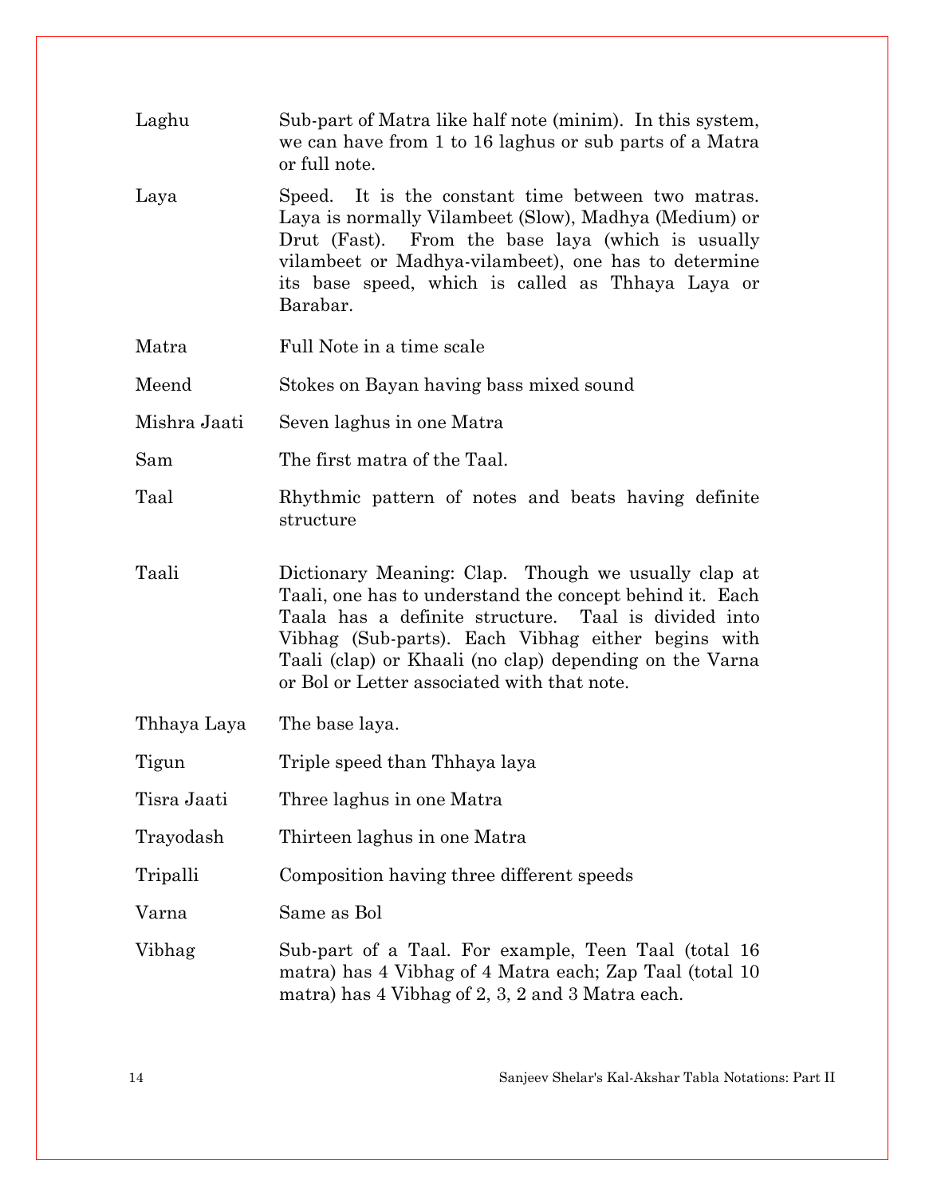| | |
|---|---|
| Laghu | Sub-part of Matra like half note (minim). In this system, we can have from 1 to 16 laghus or sub parts of a Matra or full note. |
| Laya | Speed. It is the constant time between two matras. Laya is normally Vilambeet (Slow), Madhya (Medium) or Drut (Fast). From the base laya (which is usually vilambeet or Madhya-vilambeet), one has to determine its base speed, which is called as Thhaya Laya or Barabar. |
| Matra | Full Note in a time scale |
| Meend | Stokes on Bayan having bass mixed sound |
| Mishra Jaati | Seven laghus in one Matra |
| Sam | The first matra of the Taal. |
| Taal | Rhythmic pattern of notes and beats having definite structure |
| Taali | Dictionary Meaning: Clap. Though we usually clap at Taali, one has to understand the concept behind it. Each Taala has a definite structure. Taal is divided into Vibhag (Sub-parts). Each Vibhag either begins with Taali (clap) or Khaali (no clap) depending on the Varna or Bol or Letter associated with that note. |
| Thhaya Laya | The base laya. |
| Tigun | Triple speed than Thhaya laya |
| Tisra Jaati | Three laghus in one Matra |
| Trayodash | Thirteen laghus in one Matra |
| Tripalli | Composition having three different speeds |
| Varna | Same as Bol |
| Vibhag | Sub-part of a Taal. For example, Teen Taal (total 16 matra) has 4 Vibhag of 4 Matra each; Zap Taal (total 10 matra) has 4 Vibhag of 2, 3, 2 and 3 Matra each. |